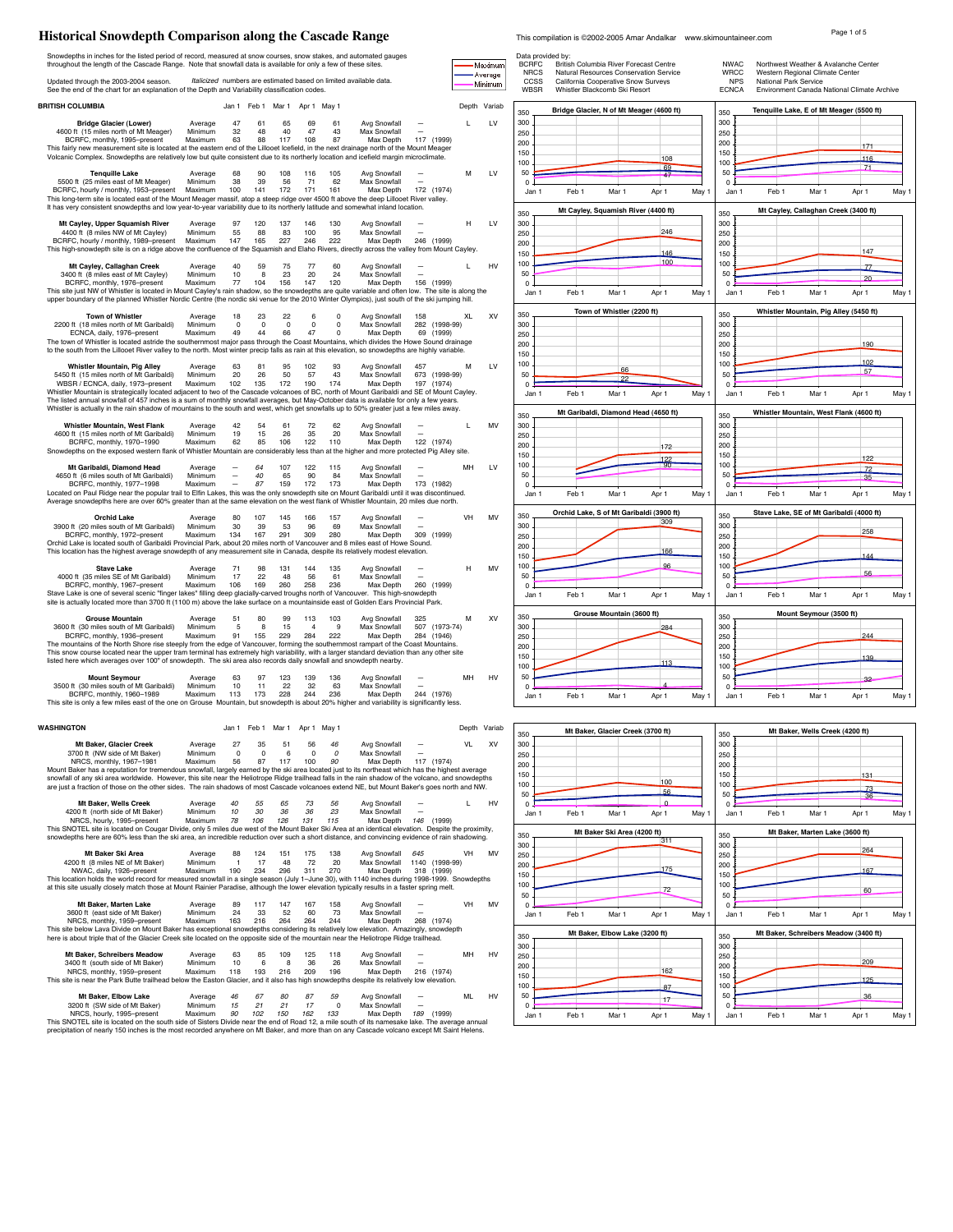# Historical Snowdepth Comparison along the Cascade Range

This compilation is ©2002-2005 Amar Andalkar www.skimountaineer.com

Snowdepths in inches for the listed period of record, measured at snow courses, snow stakes, and automated gauges throughout the length of the Cascade Range. Note that snowfall data is available for only a few of these sites.

Updated through the 2003-2004 season. *Italicized* numbers are estimated based on limited available data.
See the end of the chart for an explanation of the Depth and Variability classification codes.

Data provided by:

| Code | Source | Code | Source |
|---|---|---|---|
| BCRFC | British Columbia River Forecast Centre | NWAC | Northwest Weather & Avalanche Center |
| NRCS | Natural Resources Conservation Service | WRCC | Western Regional Climate Center |
| CCSS | California Cooperative Snow Surveys | NPS | National Park Service |
| WBSR | Whistler Blackcomb Ski Resort | ECNCA | Environment Canada National Climate Archive |

## BRITISH COLUMBIA

| Site | | Jan 1 | Feb 1 | Mar 1 | Apr 1 | May 1 | | | Depth | Variab |
|---|---|---|---|---|---|---|---|---|---|---|
| **Bridge Glacier (Lower)** | Average | 47 | 61 | 65 | 69 | 61 | Avg Snowfall | — | L | LV |
| 4600 ft (15 miles north of Mt Meager) | Minimum | 32 | 48 | 40 | 47 | 43 | Max Snowfall | — | | |
| BCRFC, monthly, 1995–present | Maximum | 63 | 88 | 117 | 108 | 87 | Max Depth | 117 (1999) | | |

This fairly new measurement site is located at the eastern end of the Lillooet Icefield, in the next drainage north of the Mount Meager Volcanic Complex. Snowdepths are relatively low but quite consistent due to its northerly location and icefield margin microclimate.

| Site | | Jan 1 | Feb 1 | Mar 1 | Apr 1 | May 1 | | | Depth | Variab |
|---|---|---|---|---|---|---|---|---|---|---|
| **Tenquille Lake** | Average | 68 | 90 | 108 | 116 | 105 | Avg Snowfall | — | M | LV |
| 5500 ft (25 miles east of Mt Meager) | Minimum | 38 | 39 | 56 | 71 | 62 | Max Snowfall | — | | |
| BCRFC, hourly / monthly, 1953–present | Maximum | 100 | 141 | 172 | 171 | 161 | Max Depth | 172 (1974) | | |

This long-term site is located east of the Mount Meager massif, atop a steep ridge over 4500 ft above the deep Lillooet River valley. It has very consistent snowdepths and low year-to-year variability due to its northerly latitude and somewhat inland location.

| Site | | Jan 1 | Feb 1 | Mar 1 | Apr 1 | May 1 | | | Depth | Variab |
|---|---|---|---|---|---|---|---|---|---|---|
| **Mt Cayley, Upper Squamish River** | Average | 97 | 120 | 137 | 146 | 130 | Avg Snowfall | — | H | LV |
| 4400 ft (8 miles NW of Mt Cayley) | Minimum | 55 | 88 | 83 | 100 | 95 | Max Snowfall | — | | |
| BCRFC, hourly / monthly, 1989–present | Maximum | 147 | 165 | 227 | 246 | 222 | Max Depth | 246 (1999) | | |

This high-snowdepth site is on a ridge above the confluence of the Squamish and Elaho Rivers, directly across the valley from Mount Cayley.

| Site | | Jan 1 | Feb 1 | Mar 1 | Apr 1 | May 1 | | | Depth | Variab |
|---|---|---|---|---|---|---|---|---|---|---|
| **Mt Cayley, Callaghan Creek** | Average | 40 | 59 | 75 | 77 | 60 | Avg Snowfall | — | L | HV |
| 3400 ft (8 miles east of Mt Cayley) | Minimum | 10 | 8 | 23 | 20 | 24 | Max Snowfall | — | | |
| BCRFC, monthly, 1976–present | Maximum | 77 | 104 | 156 | 147 | 120 | Max Depth | 156 (1999) | | |

This site just NW of Whistler is located in Mount Cayley's rain shadow, so the snowdepths are quite variable and often low. The site is along the upper boundary of the planned Whistler Nordic Centre (the nordic ski venue for the 2010 Winter Olympics), just south of the ski jumping hill.

| Site | | Jan 1 | Feb 1 | Mar 1 | Apr 1 | May 1 | | | Depth | Variab |
|---|---|---|---|---|---|---|---|---|---|---|
| **Town of Whistler** | Average | 18 | 23 | 22 | 6 | 0 | Avg Snowfall | 158 | XL | XV |
| 2200 ft (18 miles north of Mt Garibaldi) | Minimum | 0 | 0 | 0 | 0 | 0 | Max Snowfall | 282 (1998-99) | | |
| ECNCA, daily, 1976–present | Maximum | 49 | 44 | 66 | 47 | 0 | Max Depth | 69 (1999) | | |

The town of Whistler is located astride the southernmost major pass through the Coast Mountains, which divides the Howe Sound drainage to the south from the Lillooet River valley to the north. Most winter precip falls as rain at this elevation, so snowdepths are highly variable.

| Site | | Jan 1 | Feb 1 | Mar 1 | Apr 1 | May 1 | | | Depth | Variab |
|---|---|---|---|---|---|---|---|---|---|---|
| **Whistler Mountain, Pig Alley** | Average | 63 | 81 | 95 | 102 | 93 | Avg Snowfall | 457 | M | LV |
| 5450 ft (15 miles north of Mt Garibaldi) | Minimum | 20 | 26 | 50 | 57 | 43 | Max Snowfall | 673 (1998-99) | | |
| WBSR / ECNCA, daily, 1973–present | Maximum | 102 | 135 | 172 | 190 | 174 | Max Depth | 197 (1974) | | |

Whistler Mountain is strategically located adjacent to two of the Cascade volcanoes of BC, north of Mount Garibaldi and SE of Mount Cayley. The listed annual snowfall of 457 inches is a sum of monthly snowfall averages, but May-October data is available for only a few years. Whistler is actually in the rain shadow of mountains to the south and west, which get snowfalls up to 50% greater just a few miles away.

| Site | | Jan 1 | Feb 1 | Mar 1 | Apr 1 | May 1 | | | Depth | Variab |
|---|---|---|---|---|---|---|---|---|---|---|
| **Whistler Mountain, West Flank** | Average | 42 | 54 | 61 | 72 | 62 | Avg Snowfall | — | L | MV |
| 4600 ft (15 miles north of Mt Garibaldi) | Minimum | 19 | 15 | 26 | 35 | 20 | Max Snowfall | — | | |
| BCRFC, monthly, 1970–1990 | Maximum | 62 | 85 | 106 | 122 | 110 | Max Depth | 122 (1974) | | |

Snowdepths on the exposed western flank of Whistler Mountain are considerably less than at the higher and more protected Pig Alley site.

| Site | | Jan 1 | Feb 1 | Mar 1 | Apr 1 | May 1 | | | Depth | Variab |
|---|---|---|---|---|---|---|---|---|---|---|
| **Mt Garibaldi, Diamond Head** | Average | — | *64* | 107 | 122 | 115 | Avg Snowfall | — | MH | LV |
| 4650 ft (6 miles south of Mt Garibaldi) | Minimum | — | *40* | 65 | 90 | 84 | Max Snowfall | — | | |
| BCRFC, monthly, 1977–1998 | Maximum | — | *87* | 159 | 172 | 173 | Max Depth | 173 (1982) | | |

Located on Paul Ridge near the popular trail to Elfin Lakes, this was the only snowdepth site on Mount Garibaldi until it was discontinued. Average snowdepths here are over 60% greater than at the same elevation on the west flank of Whistler Mountain, 20 miles due north.

| Site | | Jan 1 | Feb 1 | Mar 1 | Apr 1 | May 1 | | | Depth | Variab |
|---|---|---|---|---|---|---|---|---|---|---|
| **Orchid Lake** | Average | 80 | 107 | 145 | 166 | 157 | Avg Snowfall | — | VH | MV |
| 3900 ft (20 miles south of Mt Garibaldi) | Minimum | 30 | 39 | 53 | 96 | 69 | Max Snowfall | — | | |
| BCRFC, monthly, 1972–present | Maximum | 134 | 167 | 291 | 309 | 280 | Max Depth | 309 (1999) | | |

Orchid Lake is located south of Garibaldi Provincial Park, about 20 miles north of Vancouver and 8 miles east of Howe Sound. This location has the highest average snowdepth of any measurement site in Canada, despite its relatively modest elevation.

| Site | | Jan 1 | Feb 1 | Mar 1 | Apr 1 | May 1 | | | Depth | Variab |
|---|---|---|---|---|---|---|---|---|---|---|
| **Stave Lake** | Average | 71 | 98 | 131 | 144 | 135 | Avg Snowfall | — | H | MV |
| 4000 ft (35 miles SE of Mt Garibaldi) | Minimum | 17 | 22 | 48 | 56 | 61 | Max Snowfall | — | | |
| BCRFC, monthly, 1967–present | Maximum | 106 | 169 | 260 | 258 | 236 | Max Depth | 260 (1999) | | |

Stave Lake is one of several scenic "finger lakes" filling deep glacially-carved troughs north of Vancouver. This high-snowdepth site is actually located more than 3700 ft (1100 m) above the lake surface on a mountainside east of Golden Ears Provincial Park.

| Site | | Jan 1 | Feb 1 | Mar 1 | Apr 1 | May 1 | | | Depth | Variab |
|---|---|---|---|---|---|---|---|---|---|---|
| **Grouse Mountain** | Average | 51 | 80 | 99 | 113 | 103 | Avg Snowfall | 325 | M | XV |
| 3600 ft (30 miles south of Mt Garibaldi) | Minimum | 5 | 8 | 15 | 4 | 9 | Max Snowfall | 507 (1973-74) | | |
| BCRFC, monthly, 1936–present | Maximum | 91 | 155 | 229 | 284 | 222 | Max Depth | 284 (1946) | | |

The mountains of the North Shore rise steeply from the edge of Vancouver, forming the southernmost rampart of the Coast Mountains. This snow course located near the upper tram terminal has extremely high variability, with a larger standard deviation than any other site listed here which averages over 100" of snowdepth. The ski area also records daily snowfall and snowdepth nearby.

| Site | | Jan 1 | Feb 1 | Mar 1 | Apr 1 | May 1 | | | Depth | Variab |
|---|---|---|---|---|---|---|---|---|---|---|
| **Mount Seymour** | Average | 63 | 97 | 123 | 139 | 136 | Avg Snowfall | — | MH | HV |
| 3500 ft (30 miles south of Mt Garibaldi) | Minimum | 10 | 11 | 22 | 32 | 63 | Max Snowfall | — | | |
| BCRFC, monthly, 1960–1989 | Maximum | 113 | 173 | 228 | 244 | 236 | Max Depth | 244 (1976) | | |

This site is only a few miles east of the one on Grouse Mountain, but snowdepth is about 20% higher and variability is significantly less.

## WASHINGTON

| Site | | Jan 1 | Feb 1 | Mar 1 | Apr 1 | May 1 | | | Depth | Variab |
|---|---|---|---|---|---|---|---|---|---|---|
| **Mt Baker, Glacier Creek** | Average | 27 | 35 | 51 | 56 | *46* | Avg Snowfall | — | VL | XV |
| 3700 ft (NW side of Mt Baker) | Minimum | 0 | 0 | 6 | 0 | *0* | Max Snowfall | — | | |
| NRCS, monthly, 1967–1981 | Maximum | 56 | 87 | 117 | 100 | *90* | Max Depth | 117 (1974) | | |

Mount Baker has a reputation for tremendous snowfall, largely earned by the ski area located just to its northeast which has the highest average snowfall of any ski area worldwide. However, this site near the Heliotrope Ridge trailhead falls in the rain shadow of the volcano, and snowdepths are just a fraction of those on the other sides. The rain shadows of most Cascade volcanoes extend NE, but Mount Baker's goes north and NW.

| Site | | Jan 1 | Feb 1 | Mar 1 | Apr 1 | May 1 | | | Depth | Variab |
|---|---|---|---|---|---|---|---|---|---|---|
| **Mt Baker, Wells Creek** | Average | *40* | *55* | *65* | *73* | *56* | Avg Snowfall | — | L | HV |
| 4200 ft (north side of Mt Baker) | Minimum | *10* | *30* | *36* | *36* | *23* | Max Snowfall | — | | |
| NRCS, hourly, 1995–present | Maximum | *78* | *106* | *126* | *131* | *115* | Max Depth | *146* (1999) | | |

This SNOTEL site is located on Cougar Divide, only 5 miles due west of the Mount Baker Ski Area at an identical elevation. Despite the proximity, snowdepths here are 60% less than the ski area, an incredible reduction over such a short distance, and convincing evidence of rain shadowing.

| Site | | Jan 1 | Feb 1 | Mar 1 | Apr 1 | May 1 | | | Depth | Variab |
|---|---|---|---|---|---|---|---|---|---|---|
| **Mt Baker Ski Area** | Average | 88 | 124 | 151 | 175 | 138 | Avg Snowfall | *645* | VH | MV |
| 4200 ft (8 miles NE of Mt Baker) | Minimum | 1 | 17 | 48 | 72 | 20 | Max Snowfall | 1140 (1998-99) | | |
| NWAC, daily, 1926–present | Maximum | 190 | 234 | 296 | 311 | 270 | Max Depth | 318 (1999) | | |

This location holds the world record for measured snowfall in a single season (July 1–June 30), with 1140 inches during 1998-1999. Snowdepths at this site usually closely match those at Mount Rainier Paradise, although the lower elevation typically results in a faster spring melt.

| Site | | Jan 1 | Feb 1 | Mar 1 | Apr 1 | May 1 | | | Depth | Variab |
|---|---|---|---|---|---|---|---|---|---|---|
| **Mt Baker, Marten Lake** | Average | 89 | 117 | 147 | 167 | 158 | Avg Snowfall | — | VH | MV |
| 3600 ft (east side of Mt Baker) | Minimum | 24 | 33 | 52 | 60 | 73 | Max Snowfall | — | | |
| NRCS, monthly, 1959–present | Maximum | 163 | 216 | 264 | 264 | 244 | Max Depth | 268 (1974) | | |

This site below Mount Baker's Boulder Glacier has high snowdepths year in and year out, which are consistently about triple those at the Glacier Creek site located on the opposite side of the mountain near the Heliotrope Ridge trailhead.

| Site | | Jan 1 | Feb 1 | Mar 1 | Apr 1 | May 1 | | | Depth | Variab |
|---|---|---|---|---|---|---|---|---|---|---|
| **Mt Baker, Schreibers Meadow** | Average | 63 | 85 | 109 | 125 | 118 | Avg Snowfall | — | MH | HV |
| 3400 ft (south side of Mt Baker) | Minimum | 10 | 6 | 8 | 36 | 26 | Max Snowfall | — | | |
| NRCS, monthly, 1959–present | Maximum | 118 | 193 | 216 | 209 | 196 | Max Depth | 216 (1974) | | |

This site is near the Park Butte trailhead below the Easton Glacier, and it also has high snowdepths despite its relatively low elevation.

| Site | | Jan 1 | Feb 1 | Mar 1 | Apr 1 | May 1 | | | Depth | Variab |
|---|---|---|---|---|---|---|---|---|---|---|
| **Mt Baker, Elbow Lake** | Average | *46* | *67* | *80* | *87* | *59* | Avg Snowfall | — | ML | HV |
| 3200 ft (SW side of Mt Baker) | Minimum | *15* | *21* | *21* | *17* | *0* | Max Snowfall | — | | |
| NRCS, hourly, 1995–present | Maximum | *90* | *102* | *150* | *162* | *133* | Max Depth | *189* (1999) | | |

This SNOTEL site is located on the south side of Sisters Divide near the end of Road 12, a mile south of its namesake lake. The average annual precipitation of nearly 150 inches is the most recorded anywhere on Mt Baker, and more than on any Cascade volcano except Mt Saint Helens.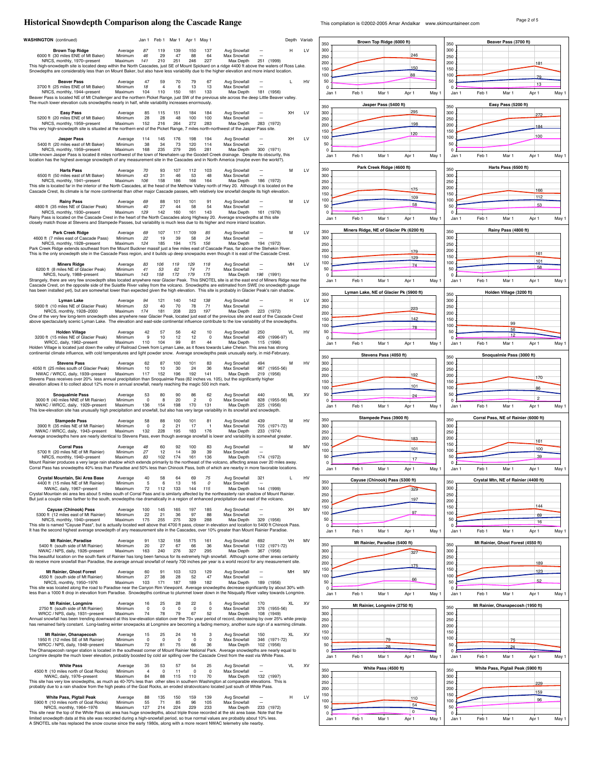# Historical Snowdepth Comparison along the Cascade Range

This compilation is ©2002-2005 Amar Andalkar www.skimountaineer.com

**WASHINGTON** (continued)

| Site | | Jan 1 | Feb 1 | Mar 1 | Apr 1 | May 1 | | | Depth | Variab |
|---|---|---|---|---|---|---|---|---|---|---|
| **Brown Top Ridge** | Average | *87* | 119 | 139 | 150 | 137 | Avg Snowfall | — | H | LV |
| 6000 ft (30 miles ENE of Mt Baker) | Minimum | *46* | 29 | 47 | 88 | 64 | Max Snowfall | — | | |
| NRCS, monthly, 1970–present | Maximum | *141* | 210 | 251 | 246 | 227 | Max Depth | 251 (1999) | | |

This high-snowdepth site is located deep within the North Cascades, just SE of Mount Spickard on a ridge 4400 ft above the waters of Ross Lake. Snowdepths are considerably less than on Mount Baker, but also have less variability due to the higher elevation and more inland location.

| Site | | Jan 1 | Feb 1 | Mar 1 | Apr 1 | May 1 | | | Depth | Variab |
|---|---|---|---|---|---|---|---|---|---|---|
| **Beaver Pass** | Average | 47 | 59 | 70 | 79 | 67 | Avg Snowfall | — | L | HV |
| 3700 ft (25 miles ENE of Mt Baker) | Minimum | *18* | 4 | 6 | 13 | 13 | Max Snowfall | — | | |
| NRCS, monthly, 1944–present | Maximum | 104 | 110 | 150 | 181 | 133 | Max Depth | 181 (1956) | | |

Beaver Pass is located NE of Mt Challenger and the northern Picket Range, just SW of the previous site across the deep Little Beaver valley. The much lower elevation cuts snowdepths nearly in half, while variability increases enormously.

| Site | | Jan 1 | Feb 1 | Mar 1 | Apr 1 | May 1 | | | Depth | Variab |
|---|---|---|---|---|---|---|---|---|---|---|
| **Easy Pass** | Average | 85 | 115 | 151 | 184 | 184 | Avg Snowfall | — | XH | LV |
| 5200 ft (20 miles ENE of Mt Baker) | Minimum | 28 | 28 | 48 | 100 | 100 | Max Snowfall | — | | |
| NRCS, monthly, 1959–present | Maximum | 152 | 216 | 264 | 272 | 283 | Max Depth | 283 (1972) | | |

This very high-snowdepth site is situated at the northern end of the Picket Range, 7 miles north-northwest of the Jasper Pass site.

| Site | | Jan 1 | Feb 1 | Mar 1 | Apr 1 | May 1 | | | Depth | Variab |
|---|---|---|---|---|---|---|---|---|---|---|
| **Jasper Pass** | Average | 114 | 145 | 176 | 198 | 194 | Avg Snowfall | — | XH | LV |
| 5400 ft (20 miles east of Mt Baker) | Minimum | 38 | 34 | 73 | 120 | 114 | Max Snowfall | — | | |
| NRCS, monthly, 1959–present | Maximum | 168 | 235 | 279 | 295 | 281 | Max Depth | 300 (1971) | | |

Little-known Jasper Pass is located 8 miles northwest of the town of Newhalem up the Goodell Creek drainage. Despite its obscurity, this location has the highest average snowdepth of any measurement site in the Cascades and in North America (maybe even the world?).

| Site | | Jan 1 | Feb 1 | Mar 1 | Apr 1 | May 1 | | | Depth | Variab |
|---|---|---|---|---|---|---|---|---|---|---|
| **Harts Pass** | Average | *70* | 93 | 107 | 112 | 103 | Avg Snowfall | — | M | LV |
| 6500 ft (50 miles east of Mt Baker) | Minimum | *43* | 31 | 46 | 53 | 48 | Max Snowfall | — | | |
| NRCS, monthly, 1941–present | Maximum | *106* | 158 | 186 | 166 | 164 | Max Depth | 186 (1972) | | |

This site is located far in the interior of the North Cascades, at the head of the Methow Valley north of Hwy 20. Although it is located on the Cascade Crest, its climate is far more continental than other major Cascade passes, with relatively low snowfall despite its high elevation.

| Site | | Jan 1 | Feb 1 | Mar 1 | Apr 1 | May 1 | | | Depth | Variab |
|---|---|---|---|---|---|---|---|---|---|---|
| **Rainy Pass** | Average | *69* | 88 | 101 | 101 | 91 | Avg Snowfall | — | M | LV |
| 4800 ft (35 miles NE of Glacier Peak) | Minimum | *40* | 27 | 44 | 58 | 54 | Max Snowfall | — | | |
| NRCS, monthly, 1930–present | Maximum | *129* | 142 | 160 | 161 | 143 | Max Depth | 161 (1976) | | |

Rainy Pass is located on the Cascade Crest in the heart of the North Cascades along Highway 20. Average snowdepths at this site closely match those at Stevens and Stampede Passes, but variability is much less due to its higher and more inland location.

| Site | | Jan 1 | Feb 1 | Mar 1 | Apr 1 | May 1 | | | Depth | Variab |
|---|---|---|---|---|---|---|---|---|---|---|
| **Park Creek Ridge** | Average | *69* | 107 | 117 | 109 | *85* | Avg Snowfall | — | M | LV |
| 4600 ft (7 miles east of Cascade Pass) | Minimum | *22* | 19 | 39 | 58 | *34* | Max Snowfall | — | | |
| NRCS, monthly, 1928–present | Maximum | *124* | 185 | 194 | 175 | *156* | Max Depth | 194 (1972) | | |

Park Creek Ridge extends southeast from the Mount Buckner massif just a few miles east of Cascade Pass, far above the Stehekin River. This is the only snowdepth site in the Cascade Pass region, and it builds up deep snowpacks even though it is east of the Cascade Crest.

| Site | | Jan 1 | Feb 1 | Mar 1 | Apr 1 | May 1 | | | Depth | Variab |
|---|---|---|---|---|---|---|---|---|---|---|
| **Miners Ridge** | Average | *83* | *106* | *119* | *129* | *118* | Avg Snowfall | — | MH | LV |
| 6200 ft (8 miles NE of Glacier Peak) | Minimum | *41* | *53* | *62* | *74* | *71* | Max Snowfall | — | | |
| NRCS, hourly, 1988–present | Maximum | *143* | *158* | *172* | *179* | *175* | Max Depth | *196* (1991) | | |

Strangely, there are very few snowdepth sites located anywhere near Glacier Peak. This SNOTEL site is at the east end of Miners Ridge near the Cascade Crest, on the opposite side of the Suiattle River valley from the volcano. Snowdepths are estimated from SWE (no snowdepth gauge has been installed yet), but are somewhat lower than expected given the high elevation. This site is probably in Glacier Peak's rain shadow.

| Site | | Jan 1 | Feb 1 | Mar 1 | Apr 1 | May 1 | | | Depth | Variab |
|---|---|---|---|---|---|---|---|---|---|---|
| **Lyman Lake** | Average | 94 | 121 | 140 | 142 | *138* | Avg Snowfall | — | H | LV |
| 5900 ft (10 miles NE of Glacier Peak) | Minimum | 53 | 40 | 70 | 78 | *71* | Max Snowfall | — | | |
| NRCS, monthly, 1928–2000 | Maximum | 174 | 181 | 208 | 223 | *197* | Max Depth | 223 (1972) | | |

One of the very few long-term snowdepth sites anywhere near Glacier Peak, located just east of the previous site and east of the Cascade Crest above spectacularly scenic Lyman Lake. The elevation and east-side continental influence contribute to the low variability of the snowdepths.

| Site | | Jan 1 | Feb 1 | Mar 1 | Apr 1 | May 1 | | | Depth | Variab |
|---|---|---|---|---|---|---|---|---|---|---|
| **Holden Village** | Average | 42 | 57 | 56 | 42 | 10 | Avg Snowfall | 250 | VL | HV |
| 3200 ft (15 miles NE of Glacier Peak) | Minimum | 9 | 10 | 12 | 12 | 0 | Max Snowfall | 409 (1996-97) | | |
| WRCC, daily, 1962–present | Maximum | 110 | 104 | 99 | 81 | 44 | Max Depth | 115 (1996) | | |

Holden Village is located just down the valley of Railroad Creek from Lyman Lake, as it flows towards Lake Chelan. This area has strong continental climate influence, with cold temperatures and light powder snow. Average snowdepths peak unusually early, in mid-February.

| Site | | Jan 1 | Feb 1 | Mar 1 | Apr 1 | May 1 | | | Depth | Variab |
|---|---|---|---|---|---|---|---|---|---|---|
| **Stevens Pass** | Average | 62 | 87 | 100 | 101 | 83 | Avg Snowfall | 494 | M | HV |
| 4050 ft (25 miles south of Glacier Peak) | Minimum | 10 | 10 | 30 | 24 | 36 | Max Snowfall | 967 (1955-56) | | |
| NWAC / WRCC, daily, 1939–present | Maximum | 117 | 152 | 196 | 192 | 141 | Max Depth | 219 (1956) | | |

Stevens Pass receives over 20% less annual precipitation than Snoqualmie Pass (82 inches vs. 105), but the significantly higher elevation allows it to collect about 12% more in annual snowfall, nearly reaching the magic 500 inch mark.

| Site | | Jan 1 | Feb 1 | Mar 1 | Apr 1 | May 1 | | | Depth | Variab |
|---|---|---|---|---|---|---|---|---|---|---|
| **Snoqualmie Pass** | Average | 53 | 80 | 90 | 86 | 62 | Avg Snowfall | 440 | ML | XV |
| 3000 ft (40 miles NNE of Mt Rainier) | Minimum | 0 | 8 | 20 | 2 | 0 | Max Snowfall | 828 (1955-56) | | |
| NWAC / WRCC, daily, 1929–present | Maximum | 136 | 154 | 198 | 170 | 131 | Max Depth | 225 (1956) | | |

This low-elevation site has unusually high precipitation and snowfall, but also has very large variability in its snowfall and snowdepth.

| Site | | Jan 1 | Feb 1 | Mar 1 | Apr 1 | May 1 | | | Depth | Variab |
|---|---|---|---|---|---|---|---|---|---|---|
| **Stampede Pass** | Average | 58 | 88 | 100 | 101 | 81 | Avg Snowfall | 439 | M | HV |
| 3900 ft (35 miles NE of Mt Rainier) | Minimum | 0 | 2 | 21 | 17 | 1 | Max Snowfall | 705 (1971-72) | | |
| NWAC / WRCC, daily, 1943–present | Maximum | 132 | 228 | 195 | 183 | 176 | Max Depth | 233 (1974) | | |

Average snowdepths here are nearly identical to Stevens Pass, even though average snowfall is lower and variability is somewhat greater.

| Site | | Jan 1 | Feb 1 | Mar 1 | Apr 1 | May 1 | | | Depth | Variab |
|---|---|---|---|---|---|---|---|---|---|---|
| **Corral Pass** | Average | *48* | 60 | 92 | 100 | 83 | Avg Snowfall | — | M | MV |
| 5700 ft (20 miles NE of Mt Rainier) | Minimum | *27* | 12 | 14 | 39 | 39 | Max Snowfall | — | | |
| NRCS, monthly, 1940–present | Maximum | *83* | 102 | 174 | 161 | 136 | Max Depth | 174 (1972) | | |

Mount Rainier produces a very large rain shadow which extends primarily to the northeast of the volcano, affecting areas over 20 miles away. Corral Pass has snowdepths 40% less than Paradise and 50% less than Chinook Pass, both of which are nearby in more favorable locations.

| Site | | Jan 1 | Feb 1 | Mar 1 | Apr 1 | May 1 | | | Depth | Variab |
|---|---|---|---|---|---|---|---|---|---|---|
| **Crystal Mountain, Ski Area Base** | Average | 40 | 58 | 64 | 69 | *75* | Avg Snowfall | 321 | L | HV |
| 4400 ft (15 miles NE of Mt Rainier) | Minimum | 5 | 6 | 13 | 16 | *0* | Max Snowfall | — | | |
| NWAC, daily, 1967–present | Maximum | 72 | 112 | 133 | 144 | *115* | Max Depth | 144 (1999) | | |

Crystal Mountain ski area lies about 5 miles south of Corral Pass and is similarly affected by the northeasterly rain shadow of Mount Rainier. But just a couple miles farther to the south, snowdepths rise dramatically in a region of enhanced precipitation due east of the volcano.

| Site | | Jan 1 | Feb 1 | Mar 1 | Apr 1 | May 1 | | | Depth | Variab |
|---|---|---|---|---|---|---|---|---|---|---|
| **Cayuse (Chinook) Pass** | Average | 100 | 145 | 165 | 197 | 185 | Avg Snowfall | — | XH | MV |
| 5300 ft (12 miles east of Mt Rainier) | Minimum | 22 | 21 | 36 | 97 | 88 | Max Snowfall | — | | |
| NRCS, monthly, 1940–present | Maximum | 175 | 255 | 275 | 329 | 288 | Max Depth | 329 (1956) | | |

This site is named "Cayuse Pass", but is actually located well above that 4700 ft pass, closer in elevation and location to 5400 ft Chinook Pass. It has the second highest average snowdepth of any measurement site in the Cascades, over 10% greater than Mount Rainier Paradise.

| Site | | Jan 1 | Feb 1 | Mar 1 | Apr 1 | May 1 | | | Depth | Variab |
|---|---|---|---|---|---|---|---|---|---|---|
| **Mt Rainier, Paradise** | Average | 91 | 132 | 158 | 175 | 161 | Avg Snowfall | 692 | VH | MV |
| 5400 ft (south side of Mt Rainier) | Minimum | 20 | 27 | 67 | 66 | 36 | Max Snowfall | 1122 (1971-72) | | |
| NWAC / NPS, daily, 1926–present | Maximum | 163 | 240 | 276 | 327 | 295 | Max Depth | 367 (1956) | | |

This beautiful location on the south flank of Rainier has long been famous for its extremely high snowfall. Although some other areas certainly do receive more snowfall than Paradise, the average annual snowfall of nearly 700 inches per year is a world record for any measurement site.

| Site | | Jan 1 | Feb 1 | Mar 1 | Apr 1 | May 1 | | | Depth | Variab |
|---|---|---|---|---|---|---|---|---|---|---|
| **Mt Rainier, Ghost Forest** | Average | 60 | 91 | 103 | 123 | 129 | Avg Snowfall | — | MH | MV |
| 4550 ft (south side of Mt Rainier) | Minimum | 27 | 38 | 28 | 52 | 47 | Max Snowfall | — | | |
| NRCS, monthly, 1950–1976 | Maximum | 103 | 171 | 187 | 189 | 182 | Max Depth | 189 (1956) | | |

This site was located along the road to Paradise near the Canyon Rim Viewpoint. Average snowdepths decrease significantly by about 30% with less than a 1000 ft drop in elevation from Paradise. Snowdepths continue to plummet lower down in the Nisqually River valley towards Longmire.

| Site | | Jan 1 | Feb 1 | Mar 1 | Apr 1 | May 1 | | | Depth | Variab |
|---|---|---|---|---|---|---|---|---|---|---|
| **Mt Rainier, Longmire** | Average | 16 | 25 | 28 | 22 | 5 | Avg Snowfall | 170 | XL | XV |
| 2750 ft (south side of Mt Rainier) | Minimum | 0 | 0 | 0 | 0 | 0 | Max Snowfall | 376 (1955-56) | | |
| WRCC / NPS, daily, 1931–present | Maximum | 74 | 78 | 79 | 67 | 52 | Max Depth | 108 (1949) | | |

Annual snowfall has been trending downward at this low-elevation station over the 70+ year period of record, decreasing by over 25% while precip has remained fairly constant. Long-lasting winter snowpacks at Longmire are becoming a fading memory, another sure sign of a warming climate.

| Site | | Jan 1 | Feb 1 | Mar 1 | Apr 1 | May 1 | | | Depth | Variab |
|---|---|---|---|---|---|---|---|---|---|---|
| **Mt Rainier, Ohanapecosh** | Average | 15 | 25 | 24 | 16 | 3 | Avg Snowfall | 150 | XL | XV |
| 1950 ft (12 miles SE of Mt Rainier) | Minimum | 0 | 0 | 0 | 0 | 0 | Max Snowfall | 346 (1971-72) | | |
| WRCC / NPS, daily, 1948–present | Maximum | 72 | 81 | 75 | 66 | 36 | Max Depth | 102 (1956) | | |

The Ohanapecosh ranger station is located in the southeast corner of Mount Rainier National Park. Average snowdepths are nearly equal to Longmire despite the much lower elevation, probably boosted by cold air spilling over the Cascade Crest from the east via White Pass.

| Site | | Jan 1 | Feb 1 | Mar 1 | Apr 1 | May 1 | | | Depth | Variab |
|---|---|---|---|---|---|---|---|---|---|---|
| **White Pass** | Average | 35 | 53 | 57 | 54 | 25 | Avg Snowfall | — | VL | XV |
| 4500 ft (10 miles north of Goat Rocks) | Minimum | 4 | 0 | 11 | 0 | 0 | Max Snowfall | — | | |
| NWAC, daily, 1976–present | Maximum | 84 | 88 | 115 | 110 | 70 | Max Depth | 132 (1997) | | |

This site has very low snowdepths, as much as 40-70% less than other sites in southern Washington at comparable elevations. This is probably due to a rain shadow from the high peaks of the Goat Rocks, an eroded stratovolcano located just south of White Pass.

| Site | | Jan 1 | Feb 1 | Mar 1 | Apr 1 | May 1 | | | Depth | Variab |
|---|---|---|---|---|---|---|---|---|---|---|
| **White Pass, Pigtail Peak** | Average | 88 | 135 | 150 | 159 | 139 | Avg Snowfall | — | H | LV |
| 5900 ft (10 miles north of Goat Rocks) | Minimum | 55 | 71 | 85 | 96 | 105 | Max Snowfall | — | | |
| NRCS, monthly, 1964–1976 | Maximum | 127 | 214 | 224 | 229 | 233 | Max Depth | 233 (1972) | | |

This site near the top of the White Pass ski area has huge snowdepths, about triple those recorded at the ski area base. Note that the limited snowdepth data at this site was recorded during a high-snowfall period, so true normal values are probably about 10% less. A SNOTEL site has replaced the snow course since the early 1980s, along with a more recent NWAC telemetry site nearby.

**Charts** (snowdepth Jan 1 – May 1, scale 0–350; labeled Apr 1 values: maximum / average / minimum):

- Brown Top Ridge (6000 ft): 246 / 150 / 88
- Beaver Pass (3700 ft): 181 / 79 / 13
- Jasper Pass (5400 ft): 295 / 198 / 120
- Easy Pass (5200 ft): 272 / 184 / 100
- Park Creek Ridge (4600 ft): 175 / 109 / 58
- Harts Pass (6500 ft): 166 / 112 / 53
- Miners Ridge, NE of Glacier Pk (6200 ft): 179 / 129 / 74
- Rainy Pass (4800 ft): 161 / 101 / 58
- Lyman Lake, NE of Glacier Pk (5900 ft): 223 / 142 / 78
- Holden Village (3200 ft): 99 / 56 / 12
- Stevens Pass (4050 ft): 192 / 101 / 24
- Snoqualmie Pass (3000 ft): 170 / 86 / 2
- Stampede Pass (3900 ft): 183 / 101 / 17
- Corral Pass, NE of Rainier (6000 ft): 161 / 100 / 39
- Cayuse (Chinook) Pass (5300 ft): 329 / 197 / 97
- Crystal Mtn, NE of Rainier (4400 ft): 144 / 69 / 16
- Mt Rainier, Paradise (5400 ft): 327 / 175 / 66
- Mt Rainier, Ghost Forest (4550 ft): 189 / 123 / 52
- Mt Rainier, Longmire (2750 ft): 79 / 28
- Mt Rainier, Ohanapecosh (1950 ft): 75 / 24
- White Pass (4500 ft): 110 / 54 / 0
- White Pass, Pigtail Peak (5900 ft): 229 / 159 / 96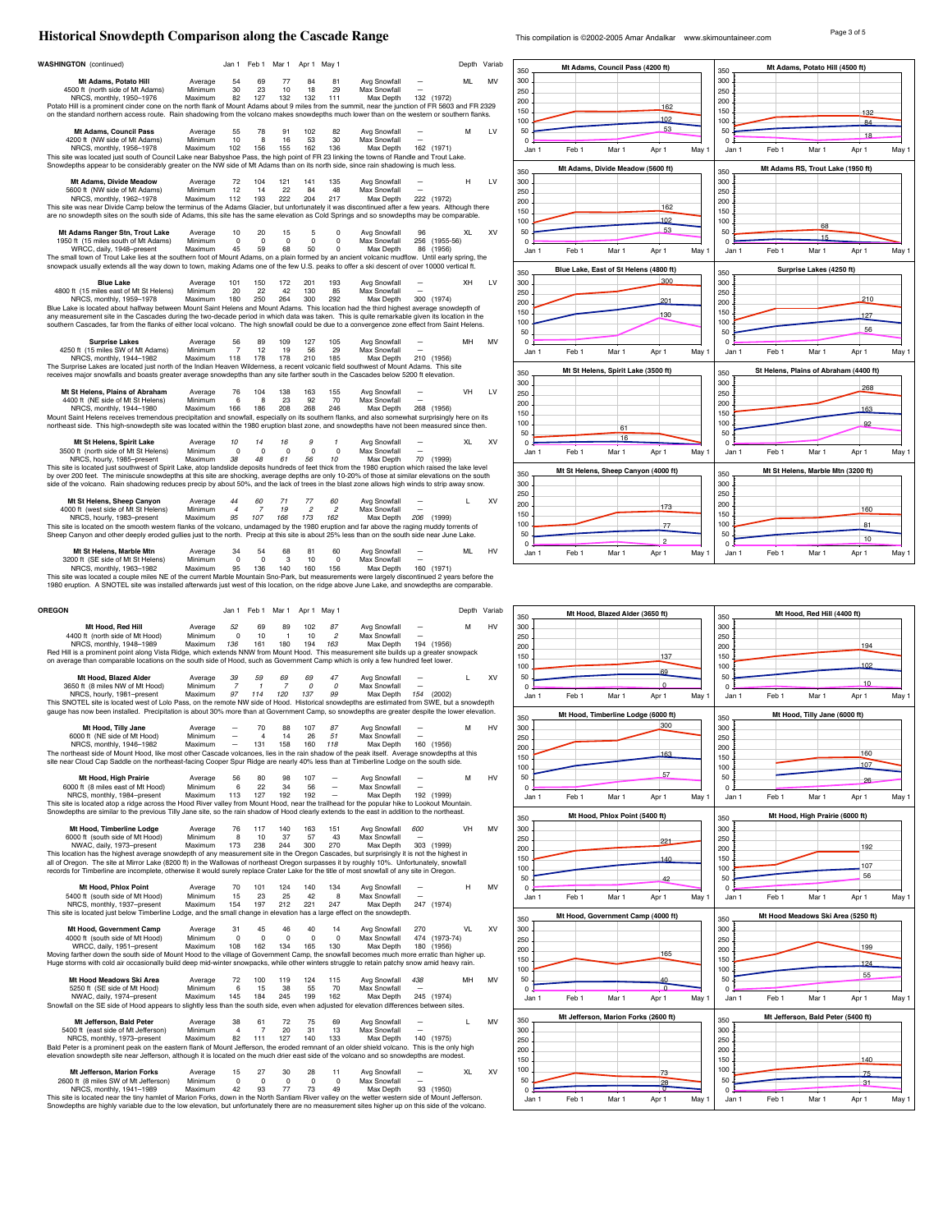# Historical Snowdepth Comparison along the Cascade Range

This compilation is ©2002-2005 Amar Andalkar www.skimountaineer.com

## WASHINGTON (continued)

| Site | | Jan 1 | Feb 1 | Mar 1 | Apr 1 | May 1 | | | | Depth | Variab |
|---|---|---|---|---|---|---|---|---|---|---|---|
| **Mt Adams, Potato Hill** | Average | 54 | 69 | 77 | 84 | 81 | Avg Snowfall | — | | ML | MV |
| 4500 ft (north side of Mt Adams) | Minimum | 30 | 23 | 10 | 18 | 29 | Max Snowfall | — | | | |
| NRCS, monthly, 1950–1976 | Maximum | 82 | 127 | 132 | 132 | 111 | Max Depth | 132 | (1972) | | |

Potato Hill is a prominent cinder cone on the north flank of Mount Adams about 9 miles from the summit, near the junction of FR 5603 and FR 2329 on the standard northern access route. Rain shadowing from the volcano makes snowdepths much lower than on the western or southern flanks.

| Site | | Jan 1 | Feb 1 | Mar 1 | Apr 1 | May 1 | | | | Depth | Variab |
|---|---|---|---|---|---|---|---|---|---|---|---|
| **Mt Adams, Council Pass** | Average | 55 | 78 | 91 | 102 | 82 | Avg Snowfall | — | | M | LV |
| 4200 ft (NW side of Mt Adams) | Minimum | 10 | 8 | 16 | 53 | 30 | Max Snowfall | — | | | |
| NRCS, monthly, 1956–1978 | Maximum | 102 | 156 | 155 | 162 | 136 | Max Depth | 162 | (1971) | | |

This site was located just south of Council Lake near Babyshoe Pass, the high point of FR 23 linking the towns of Randle and Trout Lake. Snowdepths appear to be considerably greater on the NW side of Mt Adams than on its north side, since rain shadowing is much less.

| Site | | Jan 1 | Feb 1 | Mar 1 | Apr 1 | May 1 | | | | Depth | Variab |
|---|---|---|---|---|---|---|---|---|---|---|---|
| **Mt Adams, Divide Meadow** | Average | 72 | 104 | 121 | 141 | 135 | Avg Snowfall | — | | H | LV |
| 5600 ft (NW side of Mt Adams) | Minimum | 12 | 14 | 22 | 84 | 48 | Max Snowfall | — | | | |
| NRCS, monthly, 1962–1978 | Maximum | 112 | 193 | 222 | 204 | 217 | Max Depth | 222 | (1972) | | |

This site was near Divide Camp below the terminus of the Adams Glacier, but unfortunately it was discontinued after a few years. Although there are no snowdepth sites on the south side of Adams, this site has the same elevation as Cold Springs and so snowdepths may be comparable.

| Site | | Jan 1 | Feb 1 | Mar 1 | Apr 1 | May 1 | | | | Depth | Variab |
|---|---|---|---|---|---|---|---|---|---|---|---|
| **Mt Adams Ranger Stn, Trout Lake** | Average | 10 | 20 | 15 | 5 | 0 | Avg Snowfall | 96 | | XL | XV |
| 1950 ft (15 miles south of Mt Adams) | Minimum | 0 | 0 | 0 | 0 | 0 | Max Snowfall | 256 | (1955-56) | | |
| WRCC, daily, 1948–present | Maximum | 45 | 59 | 68 | 50 | 0 | Max Depth | 86 | (1956) | | |

The small town of Trout Lake lies at the southern foot of Mount Adams, on a plain formed by an ancient volcanic mudflow. Until early spring, the snowpack usually extends all the way down to town, making Adams one of the few U.S. peaks to offer a ski descent of over 10000 vertical ft.

| Site | | Jan 1 | Feb 1 | Mar 1 | Apr 1 | May 1 | | | | Depth | Variab |
|---|---|---|---|---|---|---|---|---|---|---|---|
| **Blue Lake** | Average | 101 | 150 | 172 | 201 | 193 | Avg Snowfall | — | | XH | LV |
| 4800 ft (15 miles east of Mt St Helens) | Minimum | 20 | 22 | 42 | 130 | 85 | Max Snowfall | — | | | |
| NRCS, monthly, 1959–1978 | Maximum | 180 | 250 | 264 | 300 | 292 | Max Depth | 300 | (1974) | | |

Blue Lake is located about halfway between Mount Saint Helens and Mount Adams. This location had the third highest average snowdepth of any measurement site in the Cascades during the two-decade period in which data was taken. This is quite remarkable given its location in the southern Cascades, far from the flanks of either local volcano. The high snowfall could be due to a convergence zone effect from Saint Helens.

| Site | | Jan 1 | Feb 1 | Mar 1 | Apr 1 | May 1 | | | | Depth | Variab |
|---|---|---|---|---|---|---|---|---|---|---|---|
| **Surprise Lakes** | Average | 56 | 89 | 109 | 127 | 105 | Avg Snowfall | — | | MH | MV |
| 4250 ft (15 miles SW of Mt Adams) | Minimum | 7 | 12 | 19 | 56 | 29 | Max Snowfall | — | | | |
| NRCS, monthly, 1944–1982 | Maximum | 118 | 178 | 178 | 210 | 185 | Max Depth | 210 | (1956) | | |

The Surprise Lakes are located just north of the Indian Heaven Wilderness, a recent volcanic field southwest of Mount Adams. This site receives major snowfalls and boasts greater average snowdepths than any site farther south in the Cascades below 5200 ft elevation.

| Site | | Jan 1 | Feb 1 | Mar 1 | Apr 1 | May 1 | | | | Depth | Variab |
|---|---|---|---|---|---|---|---|---|---|---|---|
| **Mt St Helens, Plains of Abraham** | Average | 76 | 104 | 138 | 163 | 155 | Avg Snowfall | — | | VH | LV |
| 4400 ft (NE side of Mt St Helens) | Minimum | 6 | 8 | 23 | 92 | 70 | Max Snowfall | — | | | |
| NRCS, monthly, 1944–1980 | Maximum | 166 | 186 | 208 | 268 | 246 | Max Depth | 268 | (1956) | | |

Mount Saint Helens receives tremendous precipitation and snowfall, especially on its southern flanks, and also somewhat surprisingly here on its northeast side. This high-snowdepth site was located within the 1980 eruption blast zone, and snowdepths have not been measured since then.

| Site | | Jan 1 | Feb 1 | Mar 1 | Apr 1 | May 1 | | | | Depth | Variab |
|---|---|---|---|---|---|---|---|---|---|---|---|
| **Mt St Helens, Spirit Lake** | Average | *10* | *14* | *16* | *9* | *1* | Avg Snowfall | — | | XL | XV |
| 3500 ft (north side of Mt St Helens) | Minimum | *0* | *0* | *0* | *2* | *0* | Max Snowfall | — | | | |
| NRCS, hourly, 1985–present | Maximum | *38* | *48* | *61* | *56* | *10* | Max Depth | *70* | (1999) | | |

This site is located just southwest of Spirit Lake, atop landslide deposits hundreds of feet thick from the 1980 eruption which raised the lake level by over 200 feet. The miniscule snowdepths at this site are shocking, average depths are only 10-20% of those at similar elevations on the south side of the volcano. Rain shadowing reduces precip by about 50%, and the lack of trees in the blast zone allows high winds to strip away snow.

| Site | | Jan 1 | Feb 1 | Mar 1 | Apr 1 | May 1 | | | | Depth | Variab |
|---|---|---|---|---|---|---|---|---|---|---|---|
| **Mt St Helens, Sheep Canyon** | Average | *44* | *60* | *71* | *77* | *60* | Avg Snowfall | — | | L | XV |
| 4000 ft (west side of Mt St Helens) | Minimum | *4* | *7* | *19* | *2* | *2* | Max Snowfall | — | | | |
| NRCS, hourly, 1983–present | Maximum | *95* | *107* | *166* | *173* | *162* | Max Depth | *206* | (1999) | | |

This site is located on the smooth western flanks of the volcano, undamaged by the 1980 eruption and far above the raging muddy torrents of Sheep Canyon and other deeply eroded gullies just to the north. Precip at this site is about 25% less than on the south side near June Lake.

| Site | | Jan 1 | Feb 1 | Mar 1 | Apr 1 | May 1 | | | | Depth | Variab |
|---|---|---|---|---|---|---|---|---|---|---|---|
| **Mt St Helens, Marble Mtn** | Average | 34 | 54 | 68 | 81 | 60 | Avg Snowfall | — | | ML | HV |
| 3200 ft (SE side of Mt St Helens) | Minimum | 0 | 0 | 3 | 10 | 0 | Max Snowfall | — | | | |
| NRCS, monthly, 1963–1982 | Maximum | 95 | 136 | 140 | 160 | 156 | Max Depth | 160 | (1971) | | |

This site was located a couple miles NE of the current Marble Mountain Sno-Park, but measurements were largely discontinued 2 years before the 1980 eruption. A SNOTEL site was installed afterwards just west of this location, on the ridge above June Lake, and snowdepths are comparable.

## OREGON

| Site | | Jan 1 | Feb 1 | Mar 1 | Apr 1 | May 1 | | | | Depth | Variab |
|---|---|---|---|---|---|---|---|---|---|---|---|
| **Mt Hood, Red Hill** | Average | *52* | 69 | 89 | 102 | *87* | Avg Snowfall | — | | M | HV |
| 4400 ft (north side of Mt Hood) | Minimum | 0 | 10 | 1 | 10 | *2* | Max Snowfall | — | | | |
| NRCS, monthly, 1948–1989 | Maximum | *136* | 161 | 180 | 194 | *163* | Max Depth | 194 | (1956) | | |

Red Hill is a prominent point along Vista Ridge, which extends NNW from Mount Hood. This measurement site builds up a greater snowpack on average than comparable locations on the south side of Hood, such as Government Camp which is only a few hundred feet lower.

| Site | | Jan 1 | Feb 1 | Mar 1 | Apr 1 | May 1 | | | | Depth | Variab |
|---|---|---|---|---|---|---|---|---|---|---|---|
| **Mt Hood, Blazed Alder** | Average | *39* | *59* | *69* | *69* | *47* | Avg Snowfall | — | | L | XV |
| 3650 ft (8 miles NW of Mt Hood) | Minimum | *7* | *1* | *7* | *0* | *0* | Max Snowfall | — | | | |
| NRCS, hourly, 1981–present | Maximum | *97* | *114* | *120* | *137* | *99* | Max Depth | *154* | (2002) | | |

This SNOTEL site is located west of Lolo Pass, on the remote NW side of Hood. Historical snowdepths are estimated from SWE, but a snowdepth gauge has now been installed. Precipitation is about 30% more than at Government Camp, so snowdepths are greater despite the lower elevation.

| Site | | Jan 1 | Feb 1 | Mar 1 | Apr 1 | May 1 | | | | Depth | Variab |
|---|---|---|---|---|---|---|---|---|---|---|---|
| **Mt Hood, Tilly Jane** | Average | — | 70 | 88 | 107 | *87* | Avg Snowfall | — | | M | HV |
| 6000 ft (NE side of Mt Hood) | Minimum | — | 4 | 14 | 26 | *51* | Max Snowfall | — | | | |
| NRCS, monthly, 1946–1982 | Maximum | — | 131 | 158 | 160 | *118* | Max Depth | 160 | (1956) | | |

The northeast side of Mount Hood, like most other Cascade volcanoes, lies in the rain shadow of the peak itself. Average snowdepths at this site near Cloud Cap Saddle on the northeast-facing Cooper Spur Ridge are nearly 40% less than at Timberline Lodge on the south side.

| Site | | Jan 1 | Feb 1 | Mar 1 | Apr 1 | May 1 | | | | Depth | Variab |
|---|---|---|---|---|---|---|---|---|---|---|---|
| **Mt Hood, High Prairie** | Average | 56 | 80 | 98 | 107 | — | Avg Snowfall | — | | M | HV |
| 6000 ft (8 miles east of Mt Hood) | Minimum | 6 | 22 | 34 | 56 | — | Max Snowfall | — | | | |
| NRCS, monthly, 1984–present | Maximum | 113 | 127 | 192 | 192 | — | Max Depth | 192 | (1999) | | |

This site is located atop a ridge across the Hood River valley from Mount Hood, near the trailhead for the popular hike to Lookout Mountain. Snowdepths are similar to the previous Tilly Jane site, so the rain shadow of Hood clearly extends to the east in addition to the northeast.

| Site | | Jan 1 | Feb 1 | Mar 1 | Apr 1 | May 1 | | | | Depth | Variab |
|---|---|---|---|---|---|---|---|---|---|---|---|
| **Mt Hood, Timberline Lodge** | Average | 76 | 117 | 140 | 163 | 151 | Avg Snowfall | *600* | | VH | MV |
| 6000 ft (south side of Mt Hood) | Minimum | 8 | 10 | 37 | 57 | 43 | Max Snowfall | — | | | |
| NWAC, daily, 1973–present | Maximum | 173 | 238 | 244 | 300 | 270 | Max Depth | 303 | (1999) | | |

This location has the highest average snowdepth of any measurement site in the Oregon Cascades, but surprisingly it is not the highest in all of Oregon. The site at Mirror Lake (8200 ft) in the Wallowas of northeast Oregon surpasses it by roughly 10%. Unfortunately, snowfall records for Timberline are incomplete, otherwise it would surely replace Crater Lake for the title of most snowfall of any site in Oregon.

| Site | | Jan 1 | Feb 1 | Mar 1 | Apr 1 | May 1 | | | | Depth | Variab |
|---|---|---|---|---|---|---|---|---|---|---|---|
| **Mt Hood, Phlox Point** | Average | 70 | 101 | 124 | 140 | 134 | Avg Snowfall | — | | H | MV |
| 5400 ft (south side of Mt Hood) | Minimum | 15 | 23 | 25 | 42 | 8 | Max Snowfall | — | | | |
| NRCS, monthly, 1937–present | Maximum | 154 | 197 | 212 | 221 | 247 | Max Depth | 247 | (1974) | | |

This site is located just below Timberline Lodge, and the small change in elevation has a large effect on the snowdepth.

| Site | | Jan 1 | Feb 1 | Mar 1 | Apr 1 | May 1 | | | | Depth | Variab |
|---|---|---|---|---|---|---|---|---|---|---|---|
| **Mt Hood, Government Camp** | Average | 31 | 45 | 46 | 40 | 14 | Avg Snowfall | 270 | | VL | XV |
| 4000 ft (south side of Mt Hood) | Minimum | 0 | 0 | 0 | 0 | 0 | Max Snowfall | 474 | (1973-74) | | |
| WRCC, daily, 1951–present | Maximum | 108 | 162 | 134 | 165 | 130 | Max Depth | 180 | (1956) | | |

Moving farther down the south side of Mount Hood to the village of Government Camp, the snowfall becomes much more erratic than higher up. Huge storms with cold air occasionally build deep mid-winter snowpacks, while other winters struggle to retain patchy snow amid heavy rain.

| Site | | Jan 1 | Feb 1 | Mar 1 | Apr 1 | May 1 | | | | Depth | Variab |
|---|---|---|---|---|---|---|---|---|---|---|---|
| **Mt Hood Meadows Ski Area** | Average | 72 | 100 | 119 | 124 | 115 | Avg Snowfall | *438* | | MH | MV |
| 5250 ft (SE side of Mt Hood) | Minimum | 6 | 15 | 38 | 55 | 70 | Max Snowfall | — | | | |
| NWAC, daily, 1974–present | Maximum | 145 | 184 | 245 | 199 | 162 | Max Depth | 245 | (1974) | | |

Snowfall on the SE side of Hood appears to slightly less than the south side, even when adjusted for elevation differences between sites.

| Site | | Jan 1 | Feb 1 | Mar 1 | Apr 1 | May 1 | | | | Depth | Variab |
|---|---|---|---|---|---|---|---|---|---|---|---|
| **Mt Jefferson, Bald Peter** | Average | 38 | 61 | 72 | 75 | 69 | Avg Snowfall | — | | L | MV |
| 5400 ft (east side of Mt Jefferson) | Minimum | 4 | 7 | 20 | 31 | 13 | Max Snowfall | — | | | |
| NRCS, monthly, 1973–present | Maximum | 82 | 111 | 127 | 140 | 133 | Max Depth | 140 | (1975) | | |

Bald Peter is a prominent peak on the eastern flank of Mount Jefferson, the eroded remnant of an older shield volcano. This is the only high elevation snowdepth site near Jefferson, although it is located on the much drier east side of the volcano and so snowdepths are modest.

| Site | | Jan 1 | Feb 1 | Mar 1 | Apr 1 | May 1 | | | | Depth | Variab |
|---|---|---|---|---|---|---|---|---|---|---|---|
| **Mt Jefferson, Marion Forks** | Average | 15 | 27 | 30 | 28 | 11 | Avg Snowfall | — | | XL | XV |
| 2600 ft (8 miles SW of Mt Jefferson) | Minimum | 0 | 0 | 0 | 0 | 0 | Max Snowfall | — | | | |
| NRCS, monthly, 1941–1989 | Maximum | 42 | 93 | 77 | 73 | 49 | Max Depth | 93 | (1950) | | |

This site is located near the tiny hamlet of Marion Forks, in the North Santiam River valley on the wetter western side of Mount Jefferson. Snowdepths are highly variable due to the low elevation, but unfortunately there are no measurement sites higher up on this side of the volcano.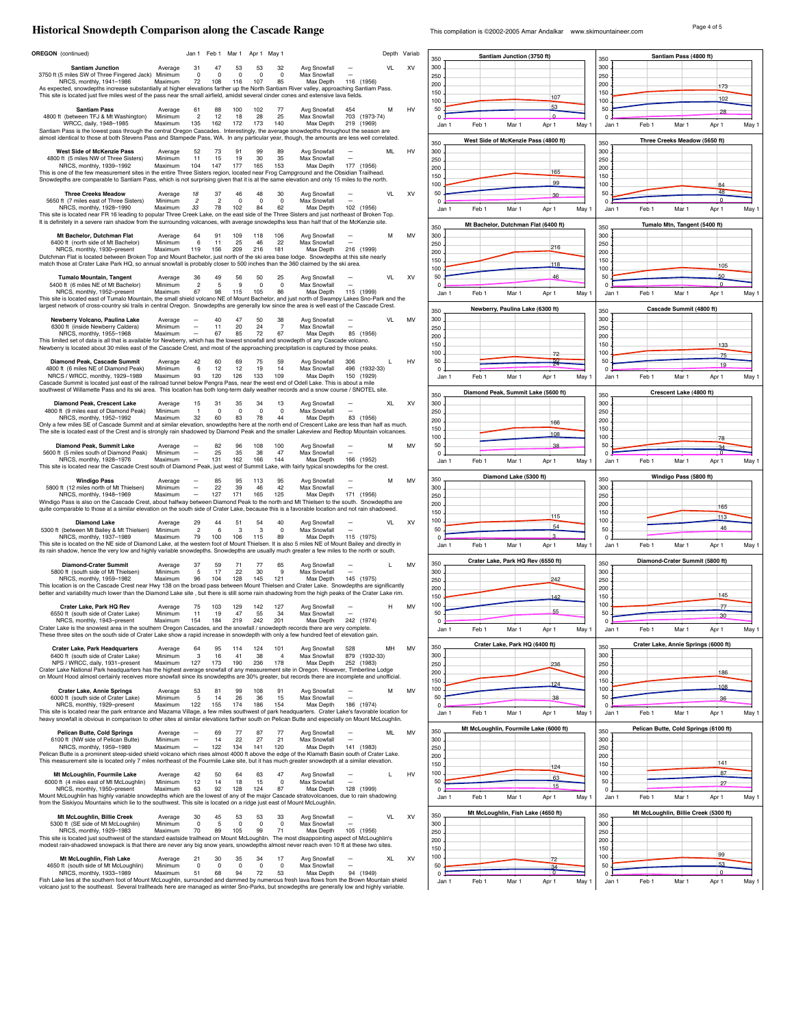# Historical Snowdepth Comparison along the Cascade Range

This compilation is ©2002-2005 Amar Andalkar www.skimountaineer.com

**OREGON** (continued)

| Site | | Jan 1 | Feb 1 | Mar 1 | Apr 1 | May 1 | | | Depth | Variab |
|---|---|---|---|---|---|---|---|---|---|---|
| **Santiam Junction** | Average | 31 | 47 | 53 | 53 | 32 | Avg Snowfall | — | VL | XV |
| 3750 ft (5 miles SW of Three Fingered Jack) | Minimum | 0 | 0 | 0 | 0 | 0 | Max Snowfall | — | | |
| NRCS, monthly, 1941–1986 | Maximum | 72 | 108 | 116 | 107 | 85 | Max Depth | 116 (1956) | | |

As expected, snowdepths increase substantially at higher elevations farther up the North Santiam River valley, approaching Santiam Pass. This site is located just five miles west of the pass near the small airfield, amidst several cinder cones and extensive lava fields.

| Site | | Jan 1 | Feb 1 | Mar 1 | Apr 1 | May 1 | | | Depth | Variab |
|---|---|---|---|---|---|---|---|---|---|---|
| **Santiam Pass** | Average | 61 | 88 | 100 | 102 | 77 | Avg Snowfall | 454 | M | HV |
| 4800 ft (between TFJ & Mt Washington) | Minimum | 2 | 12 | 18 | 28 | 25 | Max Snowfall | 703 (1973-74) | | |
| WRCC, daily, 1948–1985 | Maximum | 135 | 162 | 172 | 173 | 140 | Max Depth | 219 (1969) | | |

Santiam Pass is the lowest pass through the central Oregon Cascades. Interestingly, the average snowdepths throughout the season are almost identical to those at both Stevens Pass and Stampede Pass, WA. In any particular year, though, the amounts are less well correlated.

| Site | | Jan 1 | Feb 1 | Mar 1 | Apr 1 | May 1 | | | Depth | Variab |
|---|---|---|---|---|---|---|---|---|---|---|
| **West Side of McKenzie Pass** | Average | 52 | 73 | 91 | 99 | 89 | Avg Snowfall | — | ML | HV |
| 4800 ft (5 miles NW of Three Sisters) | Minimum | 11 | 15 | 19 | 30 | 35 | Max Snowfall | — | | |
| NRCS, monthly, 1939–1992 | Maximum | 104 | 147 | 177 | 165 | 153 | Max Depth | 177 (1956) | | |

This is one of the few measurement sites in the entire Three Sisters region, located near Frog Campground and the Obsidian Trailhead. Snowdepths are comparable to Santiam Pass, which is not surprising given that it is at the same elevation and only 15 miles to the north.

| Site | | Jan 1 | Feb 1 | Mar 1 | Apr 1 | May 1 | | | Depth | Variab |
|---|---|---|---|---|---|---|---|---|---|---|
| **Three Creeks Meadow** | Average | *18* | 37 | 46 | 48 | 30 | Avg Snowfall | — | VL | XV |
| 5650 ft (7 miles east of Three Sisters) | Minimum | *2* | 2 | 0 | 0 | 0 | Max Snowfall | — | | |
| NRCS, monthly, 1928–1990 | Maximum | *33* | 78 | 102 | 84 | 62 | Max Depth | 102 (1956) | | |

This site is located near FR 16 leading to popular Three Creek Lake, on the east side of the Three Sisters and just northeast of Broken Top. It is definitely in a severe rain shadow from the surrounding volcanoes, with average snowdepths less than half that of the McKenzie site.

| Site | | Jan 1 | Feb 1 | Mar 1 | Apr 1 | May 1 | | | Depth | Variab |
|---|---|---|---|---|---|---|---|---|---|---|
| **Mt Bachelor, Dutchman Flat** | Average | 64 | 91 | 109 | 118 | 106 | Avg Snowfall | — | M | MV |
| 6400 ft (north side of Mt Bachelor) | Minimum | 6 | 11 | 25 | 46 | 22 | Max Snowfall | — | | |
| NRCS, monthly, 1930–present | Maximum | 119 | 156 | 209 | 216 | 181 | Max Depth | 216 (1999) | | |

Dutchman Flat is located between Broken Top and Mount Bachelor, just north of the ski area base lodge. Snowdepths at this site nearly match those at Crater Lake Park HQ, so annual snowfall is probably closer to 500 inches than the 360 claimed by the ski area.

| Site | | Jan 1 | Feb 1 | Mar 1 | Apr 1 | May 1 | | | Depth | Variab |
|---|---|---|---|---|---|---|---|---|---|---|
| **Tumalo Mountain, Tangent** | Average | 36 | 49 | 56 | 50 | 25 | Avg Snowfall | — | VL | XV |
| 5400 ft (6 miles NE of Mt Bachelor) | Minimum | 2 | 5 | 9 | 0 | 0 | Max Snowfall | — | | |
| NRCS, monthly, 1952–present | Maximum | 67 | 98 | 115 | 105 | 86 | Max Depth | 115 (1999) | | |

This site is located east of Tumalo Mountain, the small shield volcano NE of Mount Bachelor, and just north of Swampy Lakes Sno-Park and the largest network of cross-country ski trails in central Oregon. Snowdepths are generally low since the area is well east of the Cascade Crest.

| Site | | Jan 1 | Feb 1 | Mar 1 | Apr 1 | May 1 | | | Depth | Variab |
|---|---|---|---|---|---|---|---|---|---|---|
| **Newberry Volcano, Paulina Lake** | Average | — | 40 | 47 | 50 | 38 | Avg Snowfall | — | VL | MV |
| 6300 ft (inside Newberry Caldera) | Minimum | — | 11 | 20 | 24 | 7 | Max Snowfall | — | | |
| NRCS, monthly, 1955–1968 | Maximum | — | 67 | 85 | 72 | 67 | Max Depth | 85 (1956) | | |

This limited set of data is all that is available for Newberry, which has the lowest snowfall and snowdepth of any Cascade volcano. Newberry is located about 30 miles east of the Cascade Crest, and most of the approaching precipitation is captured by those peaks.

| Site | | Jan 1 | Feb 1 | Mar 1 | Apr 1 | May 1 | | | Depth | Variab |
|---|---|---|---|---|---|---|---|---|---|---|
| **Diamond Peak, Cascade Summit** | Average | 42 | 60 | 69 | 75 | 59 | Avg Snowfall | 306 | L | HV |
| 4800 ft (6 miles NE of Diamond Peak) | Minimum | 6 | 12 | 12 | 19 | 14 | Max Snowfall | 496 (1932-33) | | |
| NRCS / WRCC, monthly, 1929–1989 | Maximum | 93 | 120 | 126 | 133 | 109 | Max Depth | 150 (1929) | | |

Cascade Summit is located just east of the railroad tunnel below Pengra Pass, near the west end of Odell Lake. This is about a mile southwest of Willamette Pass and its ski area. This location has both long-term daily weather records and a snow course / SNOTEL site.

| Site | | Jan 1 | Feb 1 | Mar 1 | Apr 1 | May 1 | | | Depth | Variab |
|---|---|---|---|---|---|---|---|---|---|---|
| **Diamond Peak, Crescent Lake** | Average | 15 | 31 | 35 | 34 | 13 | Avg Snowfall | — | XL | XV |
| 4800 ft (9 miles east of Diamond Peak) | Minimum | 1 | 0 | 0 | 0 | 0 | Max Snowfall | — | | |
| NRCS, monthly, 1952–1992 | Maximum | 32 | 60 | 83 | 78 | 44 | Max Depth | 83 (1956) | | |

Only a few miles SE of Cascade Summit and at similar elevation, snowdepths here at the north end of Crescent Lake are less than half as much. The site is located east of the Crest and is strongly rain shadowed by Diamond Peak and the smaller Lakeview and Redtop Mountain volcanoes.

| Site | | Jan 1 | Feb 1 | Mar 1 | Apr 1 | May 1 | | | Depth | Variab |
|---|---|---|---|---|---|---|---|---|---|---|
| **Diamond Peak, Summit Lake** | Average | — | 82 | 96 | 108 | 100 | Avg Snowfall | — | M | MV |
| 5600 ft (5 miles south of Diamond Peak) | Minimum | — | 25 | 35 | 38 | 47 | Max Snowfall | — | | |
| NRCS, monthly, 1928–1976 | Maximum | — | 131 | 162 | 166 | 144 | Max Depth | 166 (1952) | | |

This site is located near the Cascade Crest south of Diamond Peak, just west of Summit Lake, with fairly typical snowdepths for the crest.

| Site | | Jan 1 | Feb 1 | Mar 1 | Apr 1 | May 1 | | | Depth | Variab |
|---|---|---|---|---|---|---|---|---|---|---|
| **Windigo Pass** | Average | — | 85 | 95 | 113 | 95 | Avg Snowfall | — | M | MV |
| 5800 ft (12 miles north of Mt Thielsen) | Minimum | — | 22 | 39 | 46 | 42 | Max Snowfall | — | | |
| NRCS, monthly, 1948–1969 | Maximum | — | 127 | 171 | 165 | 125 | Max Depth | 171 (1956) | | |

Windigo Pass is also on the Cascade Crest, about halfway between Diamond Peak to the north and Mt Thielsen to the south. Snowdepths are quite comparable to those at a similar elevation on the south side of Crater Lake, because this is a favorable location and not rain shadowed.

| Site | | Jan 1 | Feb 1 | Mar 1 | Apr 1 | May 1 | | | Depth | Variab |
|---|---|---|---|---|---|---|---|---|---|---|
| **Diamond Lake** | Average | 29 | 44 | 51 | 54 | 40 | Avg Snowfall | — | VL | XV |
| 5300 ft (between Mt Bailey & Mt Thielsen) | Minimum | 2 | 6 | 3 | 3 | 0 | Max Snowfall | — | | |
| NRCS, monthly, 1937–1989 | Maximum | 79 | 100 | 106 | 115 | 89 | Max Depth | 115 (1975) | | |

This site is located on the NE side of Diamond Lake, at the western foot of Mount Thielsen. It is also 5 miles NE of Mount Bailey and directly in its rain shadow, hence the very low and highly variable snowdepths. Snowdepths are usually much greater a few miles to the north or south.

| Site | | Jan 1 | Feb 1 | Mar 1 | Apr 1 | May 1 | | | Depth | Variab |
|---|---|---|---|---|---|---|---|---|---|---|
| **Diamond-Crater Summit** | Average | 37 | 59 | 71 | 77 | 65 | Avg Snowfall | — | L | MV |
| 5800 ft (south side of Mt Thielsen) | Minimum | 5 | 17 | 22 | 30 | 9 | Max Snowfall | — | | |
| NRCS, monthly, 1959–1982 | Maximum | 96 | 104 | 128 | 145 | 121 | Max Depth | 145 (1975) | | |

This location is on the Cascade Crest near Hwy 138 on the broad pass between Mount Thielsen and Crater Lake. Snowdepths are significantly better and variability much lower than the Diamond Lake site , but there is still some rain shadowing from the high peaks of the Crater Lake rim.

| Site | | Jan 1 | Feb 1 | Mar 1 | Apr 1 | May 1 | | | Depth | Variab |
|---|---|---|---|---|---|---|---|---|---|---|
| **Crater Lake, Park HQ Rev** | Average | 75 | 103 | 129 | 142 | 127 | Avg Snowfall | — | H | MV |
| 6550 ft (south side of Crater Lake) | Minimum | 11 | 19 | 47 | 55 | 34 | Max Snowfall | — | | |
| NRCS, monthly, 1943–present | Maximum | 154 | 184 | 219 | 242 | 201 | Max Depth | 242 (1974) | | |

Crater Lake is the snowiest area in the southern Oregon Cascades, and the snowfall / snowdepth records there are very complete. These three sites on the south side of Crater Lake show a rapid increase in snowdepth with only a few hundred feet of elevation gain.

| Site | | Jan 1 | Feb 1 | Mar 1 | Apr 1 | May 1 | | | Depth | Variab |
|---|---|---|---|---|---|---|---|---|---|---|
| **Crater Lake, Park Headquarters** | Average | 64 | 95 | 114 | 124 | 101 | Avg Snowfall | 528 | MH | MV |
| 6400 ft (south side of Crater Lake) | Minimum | 3 | 16 | 41 | 38 | 4 | Max Snowfall | 879 (1932-33) | | |
| NPS / WRCC, daily, 1931–present | Maximum | 127 | 173 | 190 | 236 | 178 | Max Depth | 252 (1983) | | |

Crater Lake National Park headquarters has the highest average snowfall of any measurement site in Oregon. However, Timberline Lodge on Mount Hood almost certainly receives more snowfall since its snowdepths are 30% greater, but its records there are incomplete and unofficial.

| Site | | Jan 1 | Feb 1 | Mar 1 | Apr 1 | May 1 | | | Depth | Variab |
|---|---|---|---|---|---|---|---|---|---|---|
| **Crater Lake, Annie Springs** | Average | 53 | 81 | 99 | 108 | 91 | Avg Snowfall | — | M | MV |
| 6000 ft (south side of Crater Lake) | Minimum | 5 | 14 | 26 | 36 | 15 | Max Snowfall | — | | |
| NRCS, monthly, 1929–present | Maximum | 122 | 155 | 174 | 186 | 154 | Max Depth | 186 (1974) | | |

This site is located near the park entrance and Mazama Village, a few miles southwest of park headquarters. Crater Lake's favorable location for heavy snowfall is obvious in comparison to other sites at similar elevations farther south on Pelican Butte and especially on Mount McLoughlin.

| Site | | Jan 1 | Feb 1 | Mar 1 | Apr 1 | May 1 | | | Depth | Variab |
|---|---|---|---|---|---|---|---|---|---|---|
| **Pelican Butte, Cold Springs** | Average | — | 69 | 77 | 87 | 77 | Avg Snowfall | — | ML | MV |
| 6100 ft (NW side of Pelican Butte) | Minimum | — | 14 | 22 | 27 | 21 | Max Snowfall | — | | |
| NRCS, monthly, 1959–1989 | Maximum | — | 122 | 134 | 141 | 120 | Max Depth | 141 (1983) | | |

Pelican Butte is a prominent steep-sided shield volcano which rises almost 4000 ft above the edge of the Klamath Basin south of Crater Lake. This measurement site is located only 7 miles northeast of the Fourmile Lake site, but it has much greater snowdepth at a similar elevation.

| Site | | Jan 1 | Feb 1 | Mar 1 | Apr 1 | May 1 | | | Depth | Variab |
|---|---|---|---|---|---|---|---|---|---|---|
| **Mt McLoughlin, Fourmile Lake** | Average | 42 | 50 | 64 | 63 | 47 | Avg Snowfall | — | L | HV |
| 6000 ft (4 miles east of Mt McLoughlin) | Minimum | 12 | 14 | 18 | 15 | 0 | Max Snowfall | — | | |
| NRCS, monthly, 1950–present | Maximum | 63 | 92 | 128 | 124 | 87 | Max Depth | 128 (1999) | | |

Mount McLoughlin has highly variable snowdepths which are the lowest of any of the major Cascade stratovolcanoes, due to rain shadowing from the Siskiyou Mountains which lie to the southwest. This site is located on a ridge just east of Mount McLoughlin.

| Site | | Jan 1 | Feb 1 | Mar 1 | Apr 1 | May 1 | | | Depth | Variab |
|---|---|---|---|---|---|---|---|---|---|---|
| **Mt McLoughlin, Billie Creek** | Average | 30 | 45 | 53 | 53 | 33 | Avg Snowfall | — | VL | XV |
| 5300 ft (SE side of Mt McLoughlin) | Minimum | 0 | 5 | 0 | 0 | 0 | Max Snowfall | — | | |
| NRCS, monthly, 1929–1983 | Maximum | 70 | 89 | 105 | 99 | 71 | Max Depth | 105 (1956) | | |

This site is located just southwest of the standard eastside trailhead on Mount McLoughlin. The most disappointing aspect of McLoughlin's modest rain-shadowed snowpack is that there are never any big snow years, snowdepths almost never reach even 10 ft at these two sites.

| Site | | Jan 1 | Feb 1 | Mar 1 | Apr 1 | May 1 | | | Depth | Variab |
|---|---|---|---|---|---|---|---|---|---|---|
| **Mt McLoughlin, Fish Lake** | Average | 21 | 30 | 35 | 34 | 17 | Avg Snowfall | — | XL | XV |
| 4650 ft (south side of Mt McLoughlin) | Minimum | 0 | 0 | 0 | 0 | 0 | Max Snowfall | — | | |
| NRCS, monthly, 1933–1989 | Maximum | 51 | 68 | 94 | 72 | 53 | Max Depth | 94 (1949) | | |

Fish Lake lies at the southern foot of Mount McLoughlin, surrounded and dammed by numerous fresh lava flows from the Brown Mountain shield volcano just to the southeast. Several trailheads here are managed as winter Sno-Parks, but snowdepths are generally low and highly variable.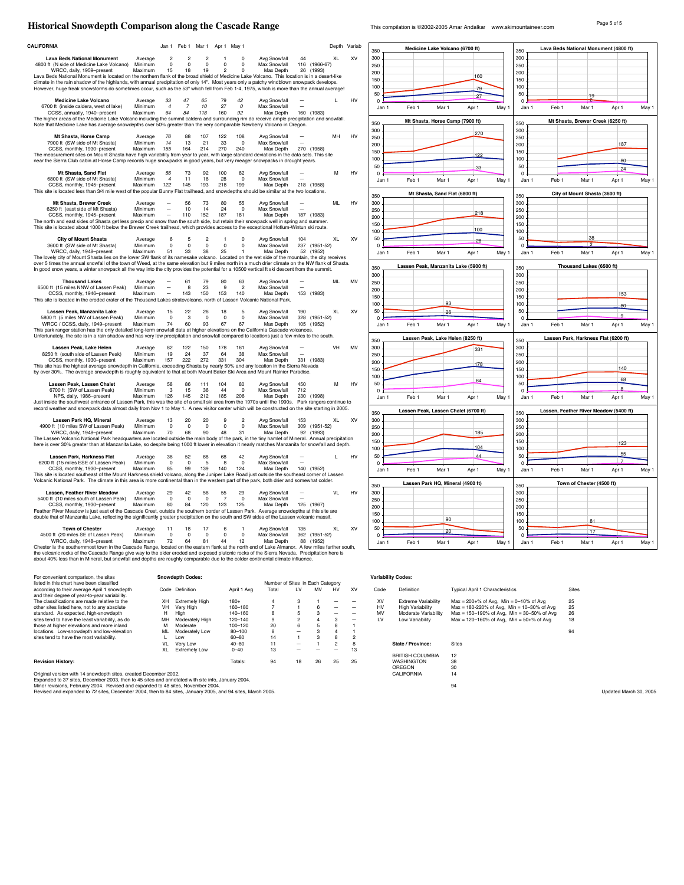# Historical Snowdepth Comparison along the Cascade Range

This compilation is ©2002-2005 Amar Andalkar www.skimountaineer.com

## CALIFORNIA

| | | Jan 1 | Feb 1 | Mar 1 | Apr 1 | May 1 | | | Depth | Variab |
|---|---|---|---|---|---|---|---|---|---|---|
| **Lava Beds National Monument** | Average | 2 | 2 | 2 | 1 | 0 | Avg Snowfall | 44 | XL | XV |
| 4800 ft (N side of Medicine Lake Volcano) | Minimum | 0 | 0 | 0 | 0 | 0 | Max Snowfall | 116 (1966-67) | | |
| WRCC, daily, 1959–present | Maximum | 15 | 18 | 19 | 2 | 0 | Max Depth | 26 (1993) | | |

Lava Beds National Monument is located on the northern flank of the broad shield of Medicine Lake Volcano. This location is in a desert-like climate in the rain shadow of the highlands, with annual precipitation of only 14". Most years only a patchy windblown snowpack develops. However, huge freak snowstorms do sometimes occur, such as the 53" which fell from Feb 1-4, 1975, which is more than the annual average!

| | | Jan 1 | Feb 1 | Mar 1 | Apr 1 | May 1 | | | Depth | Variab |
|---|---|---|---|---|---|---|---|---|---|---|
| **Medicine Lake Volcano** | Average | *33* | *47* | *65* | 79 | *42* | Avg Snowfall | — | L | HV |
| 6700 ft (inside caldera, west of lake) | Minimum | *4* | *7* | *10* | 27 | *0* | Max Snowfall | — | | |
| CCSS, annually, 1940–present | Maximum | *64* | *84* | *118* | 160 | *92* | Max Depth | 160 (1983) | | |

The higher areas of the Medicine Lake Volcano including the summit caldera and surrounding rim do receive ample precipitation and snowfall. Note that Medicine Lake has average snowdepths over 50% greater than the very comparable Newberry Volcano in Oregon.

| | | Jan 1 | Feb 1 | Mar 1 | Apr 1 | May 1 | | | Depth | Variab |
|---|---|---|---|---|---|---|---|---|---|---|
| **Mt Shasta, Horse Camp** | Average | *76* | 88 | 107 | 122 | 108 | Avg Snowfall | — | MH | HV |
| 7900 ft (SW side of Mt Shasta) | Minimum | *14* | 13 | 21 | 33 | 0 | Max Snowfall | — | | |
| CCSS, monthly, 1930–present | Maximum | *155* | 164 | 214 | 270 | 240 | Max Depth | 270 (1958) | | |

The measurement sites on Mount Shasta have high variability from year to year, with large standard deviations in the data sets. This site near the Sierra Club cabin at Horse Camp records huge snowpacks in good years, but very meager snowpacks in drought years.

| | | Jan 1 | Feb 1 | Mar 1 | Apr 1 | May 1 | | | Depth | Variab |
|---|---|---|---|---|---|---|---|---|---|---|
| **Mt Shasta, Sand Flat** | Average | *56* | 73 | 92 | 100 | 82 | Avg Snowfall | — | M | HV |
| 6800 ft (SW side of Mt Shasta) | Minimum | *4* | 11 | 16 | 28 | 0 | Max Snowfall | — | | |
| CCSS, monthly, 1945–present | Maximum | *122* | 145 | 193 | 218 | 199 | Max Depth | 218 (1958) | | |

This site is located less than 3/4 mile west of the popular Bunny Flat trailhead, and snowdepths should be similar at the two locations.

| | | Jan 1 | Feb 1 | Mar 1 | Apr 1 | May 1 | | | Depth | Variab |
|---|---|---|---|---|---|---|---|---|---|---|
| **Mt Shasta, Brewer Creek** | Average | — | 56 | 73 | 80 | 55 | Avg Snowfall | — | ML | HV |
| 6250 ft (east side of Mt Shasta) | Minimum | — | 10 | 14 | 24 | 0 | Max Snowfall | — | | |
| CCSS, monthly, 1945–present | Maximum | — | 110 | 152 | 187 | 181 | Max Depth | 187 (1983) | | |

The north and east sides of Shasta get less precip and snow than the south side, but retain their snowpack well in spring and summer. This site is located about 1000 ft below the Brewer Creek trailhead, which provides access to the exceptional Hotlum-Wintun ski route.

| | | Jan 1 | Feb 1 | Mar 1 | Apr 1 | May 1 | | | Depth | Variab |
|---|---|---|---|---|---|---|---|---|---|---|
| **City of Mount Shasta** | Average | 6 | 5 | 2 | 1 | 0 | Avg Snowfall | 104 | XL | XV |
| 3600 ft (SW side of Mt Shasta) | Minimum | 0 | 0 | 0 | 0 | 0 | Max Snowfall | 237 (1951-52) | | |
| WRCC, daily, 1948–present | Maximum | 51 | 33 | 38 | 25 | 1 | Max Depth | 52 (1952) | | |

The lovely city of Mount Shasta lies on the lower SW flank of its namesake volcano. Located on the wet side of the mountain, the city receives over 5 times the annual snowfall of the town of Weed, at the same elevation but 9 miles north in a much drier climate on the NW flank of Shasta. In good snow years, a winter snowpack all the way into the city provides the potential for a 10500 vertical ft ski descent from the summit.

| | | Jan 1 | Feb 1 | Mar 1 | Apr 1 | May 1 | | | Depth | Variab |
|---|---|---|---|---|---|---|---|---|---|---|
| **Thousand Lakes** | Average | — | 61 | 79 | 80 | 63 | Avg Snowfall | — | ML | MV |
| 6500 ft (15 miles NNW of Lassen Peak) | Minimum | — | 8 | 23 | 9 | 2 | Max Snowfall | — | | |
| CCSS, monthly, 1946–present | Maximum | — | 143 | 150 | 153 | 140 | Max Depth | 153 (1983) | | |

This site is located in the eroded crater of the Thousand Lakes stratovolcano, north of Lassen Volcanic National Park.

| | | Jan 1 | Feb 1 | Mar 1 | Apr 1 | May 1 | | | Depth | Variab |
|---|---|---|---|---|---|---|---|---|---|---|
| **Lassen Peak, Manzanita Lake** | Average | 15 | 22 | 26 | 18 | 5 | Avg Snowfall | 190 | XL | XV |
| 5800 ft (5 miles NW of Lassen Peak) | Minimum | 0 | 3 | 0 | 0 | 0 | Max Snowfall | 328 (1951-52) | | |
| WRCC / CCSS, daily, 1949–present | Maximum | 74 | 60 | 93 | 67 | 67 | Max Depth | 105 (1952) | | |

This park ranger station has the only detailed long-term snowfall data at higher elevations on the California Cascade volcanoes. Unfortunately, the site is in a rain shadow and has very low precipitation and snowfall compared to locations just a few miles to the south.

| | | Jan 1 | Feb 1 | Mar 1 | Apr 1 | May 1 | | | Depth | Variab |
|---|---|---|---|---|---|---|---|---|---|---|
| **Lassen Peak, Lake Helen** | Average | 82 | 122 | 150 | 178 | 161 | Avg Snowfall | — | VH | MV |
| 8250 ft (south side of Lassen Peak) | Minimum | 19 | 24 | 37 | 64 | 38 | Max Snowfall | — | | |
| CCSS, monthly, 1930–present | Maximum | 157 | 222 | 272 | 331 | 304 | Max Depth | 331 (1983) | | |

This site has the highest average snowdepth in California, exceeding Shasta by nearly 50% and any location in the Sierra Nevada by over 30%. The average snowdepth is roughly equivalent to that at both Mount Baker Ski Area and Mount Rainier Paradise.

| | | Jan 1 | Feb 1 | Mar 1 | Apr 1 | May 1 | | | Depth | Variab |
|---|---|---|---|---|---|---|---|---|---|---|
| **Lassen Peak, Lassen Chalet** | Average | 58 | 86 | 111 | 104 | 80 | Avg Snowfall | 450 | M | HV |
| 6700 ft (SW of Lassen Peak) | Minimum | 3 | 15 | 36 | 44 | 0 | Max Snowfall | 712 | | |
| NPS, daily, 1986–present | Maximum | 126 | 145 | 212 | 185 | 206 | Max Depth | 230 (1998) | | |

Just inside the southwest entrance of Lassen Park, this was the site of a small ski area from the 1970s until the 1990s. Park rangers continue to record weather and snowpack data almost daily from Nov 1 to May 1. A new visitor center which will be constructed on the site starting in 2005.

| | | Jan 1 | Feb 1 | Mar 1 | Apr 1 | May 1 | | | Depth | Variab |
|---|---|---|---|---|---|---|---|---|---|---|
| **Lassen Park HQ, Mineral** | Average | 13 | 20 | 20 | 9 | 2 | Avg Snowfall | 153 | XL | XV |
| 4900 ft (10 miles SW of Lassen Peak) | Minimum | 0 | 0 | 0 | 0 | 0 | Max Snowfall | 309 (1951-52) | | |
| WRCC, daily, 1948–present | Maximum | 70 | 68 | 90 | 48 | 31 | Max Depth | 92 (1993) | | |

The Lassen Volcanic National Park headquarters are located outside the main body of the park, in the tiny hamlet of Mineral. Annual precipitation here is over 30% greater than at Manzanita Lake, so despite being 1000 ft lower in elevation it nearly matches Manzanita for snowfall and depth.

| | | Jan 1 | Feb 1 | Mar 1 | Apr 1 | May 1 | | | Depth | Variab |
|---|---|---|---|---|---|---|---|---|---|---|
| **Lassen Park, Harkness Flat** | Average | 36 | 52 | 68 | 68 | 42 | Avg Snowfall | — | L | HV |
| 6200 ft (15 miles ESE of Lassen Peak) | Minimum | 0 | 0 | 5 | 8 | 0 | Max Snowfall | — | | |
| CCSS, monthly, 1930–present | Maximum | 85 | 99 | 139 | 140 | 124 | Max Depth | 140 (1952) | | |

This site is located southeast of the Mount Harkness shield volcano, along the Juniper Lake Road just outside the southeast corner of Lassen Volcanic National Park. The climate in this area is more continental than in the western part of the park, both drier and somewhat colder.

| | | Jan 1 | Feb 1 | Mar 1 | Apr 1 | May 1 | | | Depth | Variab |
|---|---|---|---|---|---|---|---|---|---|---|
| **Lassen, Feather River Meadow** | Average | 29 | 42 | 56 | 55 | 29 | Avg Snowfall | — | VL | HV |
| 5400 ft (10 miles south of Lassen Peak) | Minimum | 0 | 0 | 0 | 7 | 0 | Max Snowfall | — | | |
| CCSS, monthly, 1930–present | Maximum | 80 | 84 | 120 | 123 | 125 | Max Depth | 125 (1967) | | |

Feather River Meadow is just east of the Cascade Crest, outside the southern border of Lassen Park. Average snowdepths at this site are double that of Manzanita Lake, reflecting the significantly greater precipitation on the south and SW sides of the Lassen volcanic massif.

| | | Jan 1 | Feb 1 | Mar 1 | Apr 1 | May 1 | | | Depth | Variab |
|---|---|---|---|---|---|---|---|---|---|---|
| **Town of Chester** | Average | 11 | 18 | 17 | 6 | 1 | Avg Snowfall | 135 | XL | XV |
| 4500 ft (20 miles SE of Lassen Peak) | Minimum | 0 | 0 | 0 | 0 | 0 | Max Snowfall | 362 (1951-52) | | |
| WRCC, daily, 1948–present | Maximum | 72 | 64 | 81 | 44 | 12 | Max Depth | 88 (1952) | | |

Chester is the southernmost town in the Cascade Range, located on the eastern flank at the north end of Lake Almanor. A few miles farther south, the volcanic rocks of the Cascade Range give way to the older eroded and exposed plutonic rocks of the Sierra Nevada. Precipitation here is about 40% less than in Mineral, but snowfall and depths are roughly comparable due to the colder continental climate influence.

Medicine Lake Volcano (6700 ft)
350 300 250 200 150 100 50 0
Jan 1 Feb 1 Mar 1 Apr 1 May 1
160
79
27

Lava Beds National Monument (4800 ft)
19
2

Mt Shasta, Horse Camp (7900 ft)
270
122
33

Mt Shasta, Brewer Creek (6250 ft)
187
80
24

Mt Shasta, Sand Flat (6800 ft)
218
100
28

City of Mount Shasta (3600 ft)
38
2

Lassen Peak, Manzanita Lake (5900 ft)
93
26

Thousand Lakes (6500 ft)
153
80
9

Lassen Peak, Lake Helen (8250 ft)
331
178
64

Lassen Park, Harkness Flat (6200 ft)
140
68
8

Lassen Peak, Lassen Chalet (6700 ft)
185
104
44

Lassen, Feather River Meadow (5400 ft)
123
55
7

Lassen Park HQ, Mineral (4900 ft)
90
20

Town of Chester (4500 ft)
81
17

For convenient comparison, the sites listed in this chart have been classified according to their average April 1 snowdepth and their degree of year-to-year variability. The classifications are made relative to the other sites listed here, not to any absolute standard. As expected, high-snowdepth sites tend to have the least variability, as do those at higher elevations and more inland locations. Low-snowdepth and low-elevation sites tend to have the most variability.

**Snowdepth Codes:**

| Code | Definition | April 1 Avg | Total | LV | MV | HV | XV |
|---|---|---|---|---|---|---|---|
| | | | Number of Sites in Each Category | | | | |
| XH | Extremely High | 180+ | 4 | 3 | 1 | — | — |
| VH | Very High | 160–180 | 7 | 1 | 6 | — | — |
| H | High | 140–160 | 8 | 5 | 3 | — | — |
| MH | Moderately High | 120–140 | 9 | 2 | 4 | 3 | — |
| M | Moderate | 100–120 | 20 | 6 | 5 | 8 | 1 |
| ML | Moderately Low | 80–100 | 8 | — | 3 | 4 | 1 |
| L | Low | 60–80 | 14 | 1 | 3 | 8 | 2 |
| VL | Very Low | 40–60 | 11 | — | 1 | 2 | 8 |
| XL | Extremely Low | 0–40 | 13 | — | — | — | 13 |
| | | Totals: | 94 | 18 | 26 | 25 | 25 |

**Variability Codes:**

| Code | Definition | Typical April 1 Characteristics | Sites |
|---|---|---|---|
| XV | Extreme Variability | Max = 200+% of Avg, Min = 0–10% of Avg | 25 |
| HV | High Variability | Max = 180-220% of Avg, Min = 10–30% of Avg | 25 |
| MV | Moderate Variability | Max = 150–190% of Avg, Min = 30–50% of Avg | 26 |
| LV | Low Variability | Max = 120–160% of Avg, Min = 50+% of Avg | 18 |
| | | | 94 |

| State / Province: | Sites |
|---|---|
| BRITISH COLUMBIA | 12 |
| WASHINGTON | 38 |
| OREGON | 30 |
| CALIFORNIA | 14 |
| | 94 |

**Revision History:**

Original version with 14 snowdepth sites, created December 2002.
Expanded to 37 sites, December 2003, then to 45 sites and annotated with site info, January 2004.
Minor revisions, February 2004. Revised and expanded to 48 sites, November 2004.
Revised and expanded to 72 sites, December 2004, then to 84 sites, January 2005, and 94 sites, March 2005.

Updated March 30, 2005